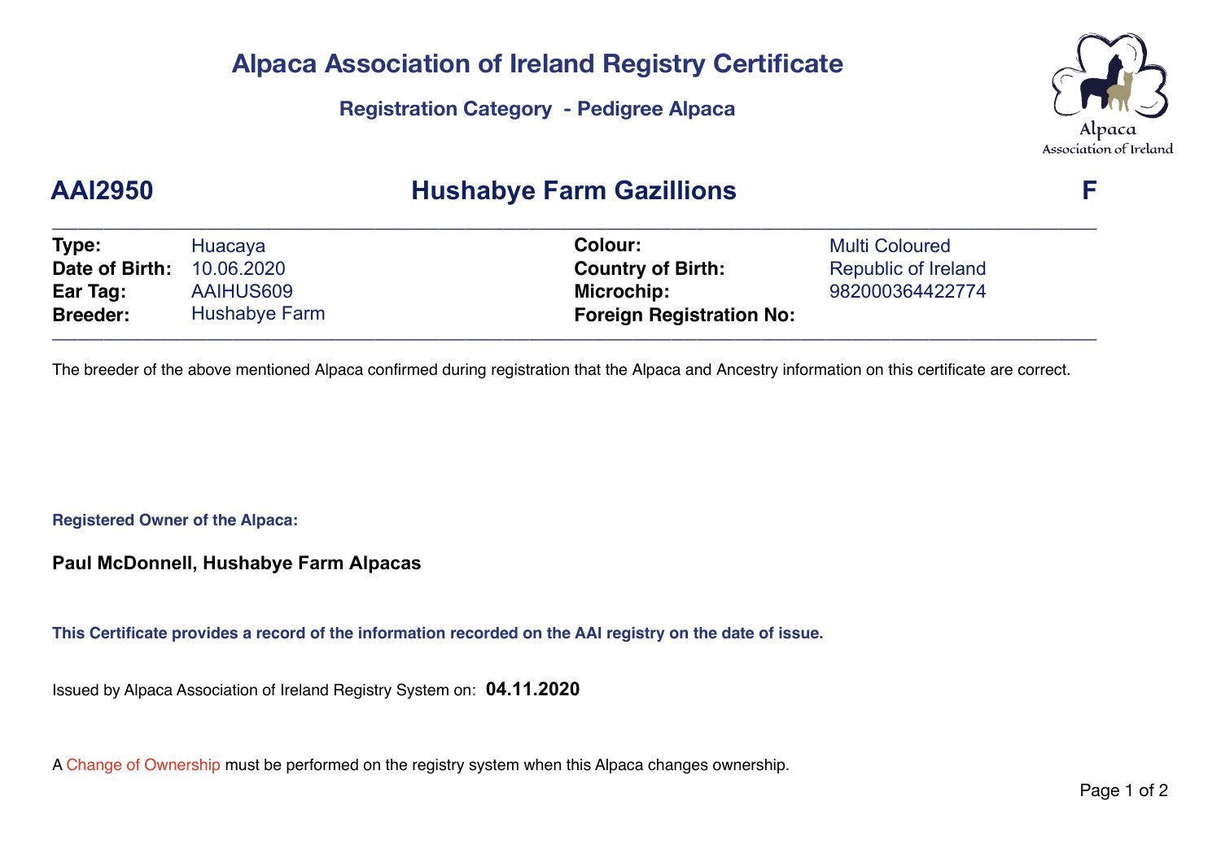# Alpaca Association of Ireland Registry Certificate

### Registration Category - Pedigree Alpaca

## AAI2950 Hushabye Farm Gazillions F

| | | | |
|---|---|---|---|
| **Type:** | Huacaya | **Colour:** | Multi Coloured |
| **Date of Birth:** | 10.06.2020 | **Country of Birth:** | Republic of Ireland |
| **Ear Tag:** | AAIHUS609 | **Microchip:** | 982000364422774 |
| **Breeder:** | Hushabye Farm | **Foreign Registration No:** | |

The breeder of the above mentioned Alpaca confirmed during registration that the Alpaca and Ancestry information on this certificate are correct.

**Registered Owner of the Alpaca:**

**Paul McDonnell, Hushabye Farm Alpacas**

**This Certificate provides a record of the information recorded on the AAI registry on the date of issue.**

Issued by Alpaca Association of Ireland Registry System on: **04.11.2020**

A Change of Ownership must be performed on the registry system when this Alpaca changes ownership.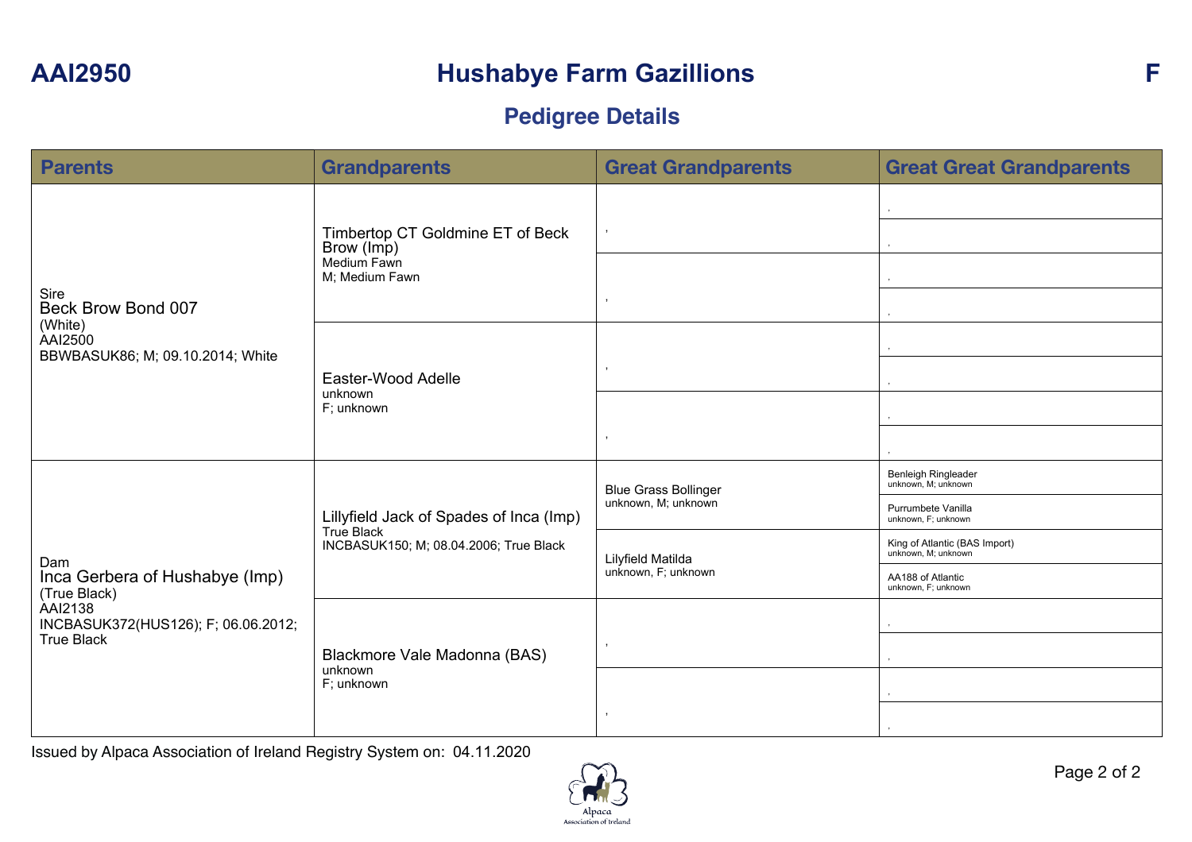# AAI2950 Hushabye Farm Gazillions F

## Pedigree Details

| Parents | Grandparents | Great Grandparents | Great Great Grandparents |
|---|---|---|---|
| Sire<br>Beck Brow Bond 007<br>(White)<br>AAI2500<br>BBWBASUK86; M; 09.10.2014; White | Timbertop CT Goldmine ET of Beck Brow (Imp)<br>Medium Fawn<br>M; Medium Fawn | , | , |
| | | | , |
| | | , | , |
| | | | , |
| | Easter-Wood Adelle<br>unknown<br>F; unknown | , | , |
| | | | , |
| | | , | , |
| | | | , |
| Dam<br>Inca Gerbera of Hushabye (Imp)<br>(True Black)<br>AAI2138<br>INCBASUK372(HUS126); F; 06.06.2012; True Black | Lillyfield Jack of Spades of Inca (Imp)<br>True Black<br>INCBASUK150; M; 08.04.2006; True Black | Blue Grass Bollinger<br>unknown, M; unknown | Benleigh Ringleader<br>unknown, M; unknown |
| | | | Purrumbete Vanilla<br>unknown, F; unknown |
| | | Lilyfield Matilda<br>unknown, F; unknown | King of Atlantic (BAS Import)<br>unknown, M; unknown |
| | | | AA188 of Atlantic<br>unknown, F; unknown |
| | Blackmore Vale Madonna (BAS)<br>unknown<br>F; unknown | , | , |
| | | | , |
| | | , | , |
| | | | , |

Issued by Alpaca Association of Ireland Registry System on: 04.11.2020

Alpaca Association of Ireland